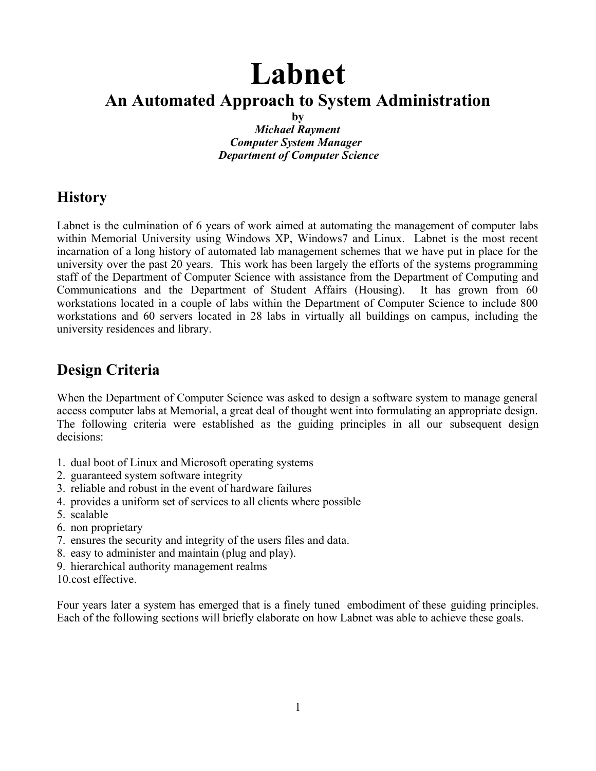# Labnet

## An Automated Approach to System Administration

**by**

***Michael Rayment***
***Computer System Manager***
***Department of Computer Science***

## History

Labnet is the culmination of 6 years of work aimed at automating the management of computer labs within Memorial University using Windows XP, Windows7 and Linux. Labnet is the most recent incarnation of a long history of automated lab management schemes that we have put in place for the university over the past 20 years. This work has been largely the efforts of the systems programming staff of the Department of Computer Science with assistance from the Department of Computing and Communications and the Department of Student Affairs (Housing). It has grown from 60 workstations located in a couple of labs within the Department of Computer Science to include 800 workstations and 60 servers located in 28 labs in virtually all buildings on campus, including the university residences and library.

## Design Criteria

When the Department of Computer Science was asked to design a software system to manage general access computer labs at Memorial, a great deal of thought went into formulating an appropriate design. The following criteria were established as the guiding principles in all our subsequent design decisions:

1. dual boot of Linux and Microsoft operating systems
2. guaranteed system software integrity
3. reliable and robust in the event of hardware failures
4. provides a uniform set of services to all clients where possible
5. scalable
6. non proprietary
7. ensures the security and integrity of the users files and data.
8. easy to administer and maintain (plug and play).
9. hierarchical authority management realms
10. cost effective.

Four years later a system has emerged that is a finely tuned embodiment of these guiding principles. Each of the following sections will briefly elaborate on how Labnet was able to achieve these goals.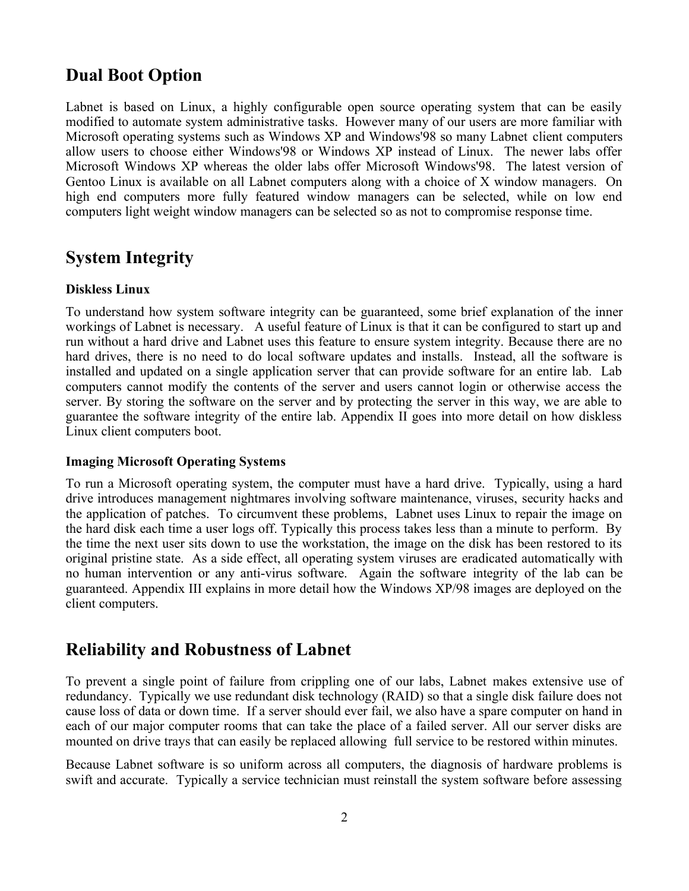## Dual Boot Option

Labnet is based on Linux, a highly configurable open source operating system that can be easily modified to automate system administrative tasks. However many of our users are more familiar with Microsoft operating systems such as Windows XP and Windows'98 so many Labnet client computers allow users to choose either Windows'98 or Windows XP instead of Linux. The newer labs offer Microsoft Windows XP whereas the older labs offer Microsoft Windows'98. The latest version of Gentoo Linux is available on all Labnet computers along with a choice of X window managers. On high end computers more fully featured window managers can be selected, while on low end computers light weight window managers can be selected so as not to compromise response time.

## System Integrity

### Diskless Linux

To understand how system software integrity can be guaranteed, some brief explanation of the inner workings of Labnet is necessary. A useful feature of Linux is that it can be configured to start up and run without a hard drive and Labnet uses this feature to ensure system integrity. Because there are no hard drives, there is no need to do local software updates and installs. Instead, all the software is installed and updated on a single application server that can provide software for an entire lab. Lab computers cannot modify the contents of the server and users cannot login or otherwise access the server. By storing the software on the server and by protecting the server in this way, we are able to guarantee the software integrity of the entire lab. Appendix II goes into more detail on how diskless Linux client computers boot.

### Imaging Microsoft Operating Systems

To run a Microsoft operating system, the computer must have a hard drive. Typically, using a hard drive introduces management nightmares involving software maintenance, viruses, security hacks and the application of patches. To circumvent these problems, Labnet uses Linux to repair the image on the hard disk each time a user logs off. Typically this process takes less than a minute to perform. By the time the next user sits down to use the workstation, the image on the disk has been restored to its original pristine state. As a side effect, all operating system viruses are eradicated automatically with no human intervention or any anti-virus software. Again the software integrity of the lab can be guaranteed. Appendix III explains in more detail how the Windows XP/98 images are deployed on the client computers.

## Reliability and Robustness of Labnet

To prevent a single point of failure from crippling one of our labs, Labnet makes extensive use of redundancy. Typically we use redundant disk technology (RAID) so that a single disk failure does not cause loss of data or down time. If a server should ever fail, we also have a spare computer on hand in each of our major computer rooms that can take the place of a failed server. All our server disks are mounted on drive trays that can easily be replaced allowing full service to be restored within minutes.

Because Labnet software is so uniform across all computers, the diagnosis of hardware problems is swift and accurate. Typically a service technician must reinstall the system software before assessing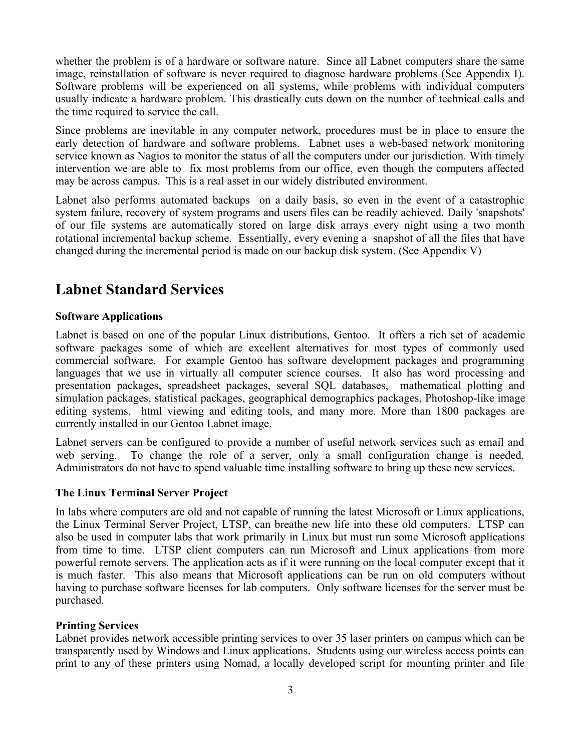whether the problem is of a hardware or software nature. Since all Labnet computers share the same image, reinstallation of software is never required to diagnose hardware problems (See Appendix I). Software problems will be experienced on all systems, while problems with individual computers usually indicate a hardware problem. This drastically cuts down on the number of technical calls and the time required to service the call.

Since problems are inevitable in any computer network, procedures must be in place to ensure the early detection of hardware and software problems. Labnet uses a web-based network monitoring service known as Nagios to monitor the status of all the computers under our jurisdiction. With timely intervention we are able to fix most problems from our office, even though the computers affected may be across campus. This is a real asset in our widely distributed environment.

Labnet also performs automated backups on a daily basis, so even in the event of a catastrophic system failure, recovery of system programs and users files can be readily achieved. Daily 'snapshots' of our file systems are automatically stored on large disk arrays every night using a two month rotational incremental backup scheme. Essentially, every evening a snapshot of all the files that have changed during the incremental period is made on our backup disk system. (See Appendix V)

## Labnet Standard Services

**Software Applications**

Labnet is based on one of the popular Linux distributions, Gentoo. It offers a rich set of academic software packages some of which are excellent alternatives for most types of commonly used commercial software. For example Gentoo has software development packages and programming languages that we use in virtually all computer science courses. It also has word processing and presentation packages, spreadsheet packages, several SQL databases, mathematical plotting and simulation packages, statistical packages, geographical demographics packages, Photoshop-like image editing systems, html viewing and editing tools, and many more. More than 1800 packages are currently installed in our Gentoo Labnet image.

Labnet servers can be configured to provide a number of useful network services such as email and web serving. To change the role of a server, only a small configuration change is needed. Administrators do not have to spend valuable time installing software to bring up these new services.

**The Linux Terminal Server Project**

In labs where computers are old and not capable of running the latest Microsoft or Linux applications, the Linux Terminal Server Project, LTSP, can breathe new life into these old computers. LTSP can also be used in computer labs that work primarily in Linux but must run some Microsoft applications from time to time. LTSP client computers can run Microsoft and Linux applications from more powerful remote servers. The application acts as if it were running on the local computer except that it is much faster. This also means that Microsoft applications can be run on old computers without having to purchase software licenses for lab computers. Only software licenses for the server must be purchased.

**Printing Services**

Labnet provides network accessible printing services to over 35 laser printers on campus which can be transparently used by Windows and Linux applications. Students using our wireless access points can print to any of these printers using Nomad, a locally developed script for mounting printer and file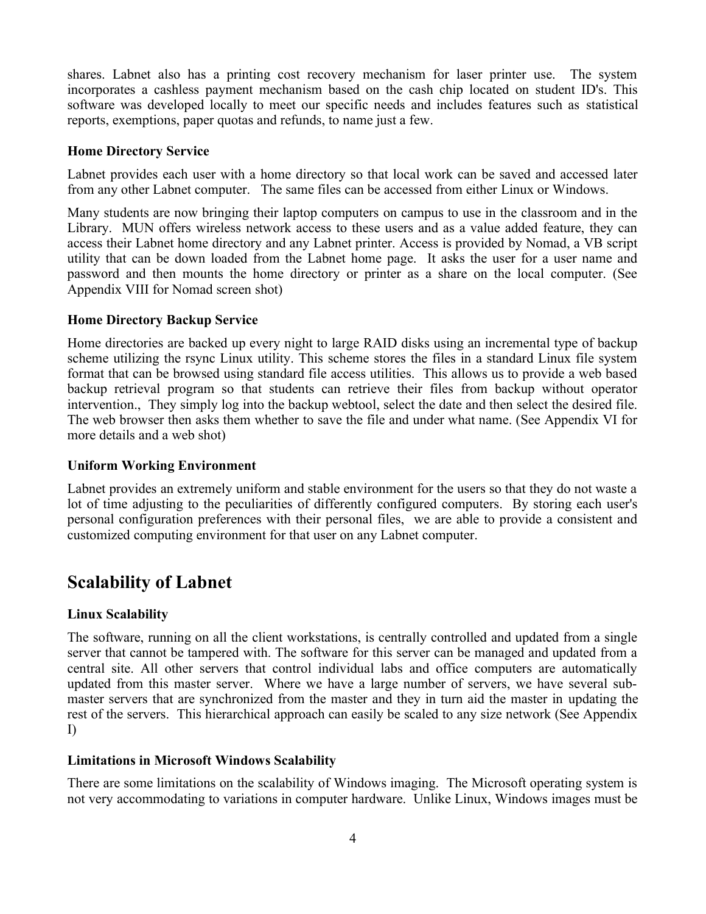shares. Labnet also has a printing cost recovery mechanism for laser printer use. The system incorporates a cashless payment mechanism based on the cash chip located on student ID's. This software was developed locally to meet our specific needs and includes features such as statistical reports, exemptions, paper quotas and refunds, to name just a few.

### Home Directory Service

Labnet provides each user with a home directory so that local work can be saved and accessed later from any other Labnet computer. The same files can be accessed from either Linux or Windows.

Many students are now bringing their laptop computers on campus to use in the classroom and in the Library. MUN offers wireless network access to these users and as a value added feature, they can access their Labnet home directory and any Labnet printer. Access is provided by Nomad, a VB script utility that can be down loaded from the Labnet home page. It asks the user for a user name and password and then mounts the home directory or printer as a share on the local computer. (See Appendix VIII for Nomad screen shot)

### Home Directory Backup Service

Home directories are backed up every night to large RAID disks using an incremental type of backup scheme utilizing the rsync Linux utility. This scheme stores the files in a standard Linux file system format that can be browsed using standard file access utilities. This allows us to provide a web based backup retrieval program so that students can retrieve their files from backup without operator intervention., They simply log into the backup webtool, select the date and then select the desired file. The web browser then asks them whether to save the file and under what name. (See Appendix VI for more details and a web shot)

### Uniform Working Environment

Labnet provides an extremely uniform and stable environment for the users so that they do not waste a lot of time adjusting to the peculiarities of differently configured computers. By storing each user's personal configuration preferences with their personal files, we are able to provide a consistent and customized computing environment for that user on any Labnet computer.

## Scalability of Labnet

### Linux Scalability

The software, running on all the client workstations, is centrally controlled and updated from a single server that cannot be tampered with. The software for this server can be managed and updated from a central site. All other servers that control individual labs and office computers are automatically updated from this master server. Where we have a large number of servers, we have several sub-master servers that are synchronized from the master and they in turn aid the master in updating the rest of the servers. This hierarchical approach can easily be scaled to any size network (See Appendix I)

### Limitations in Microsoft Windows Scalability

There are some limitations on the scalability of Windows imaging. The Microsoft operating system is not very accommodating to variations in computer hardware. Unlike Linux, Windows images must be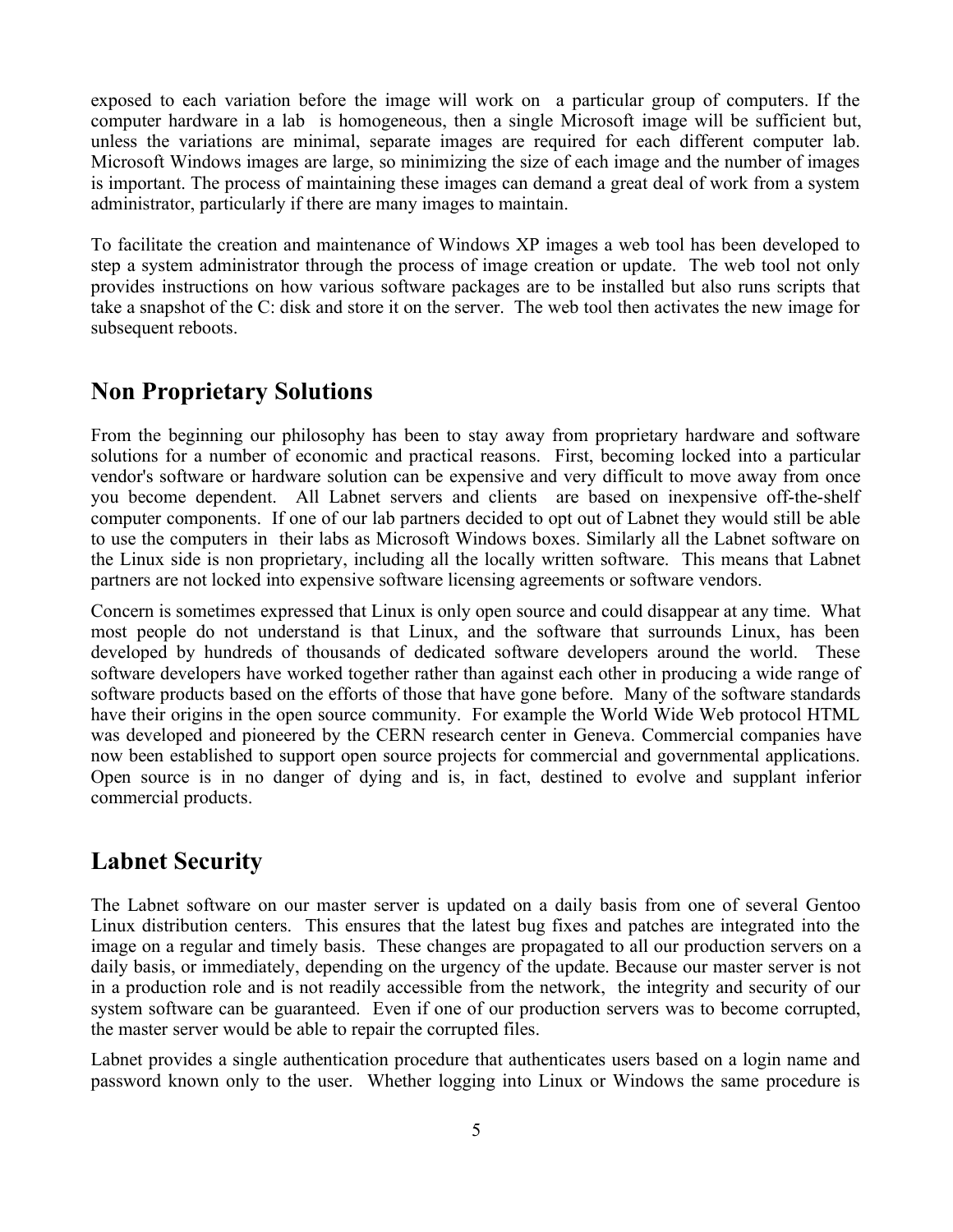exposed to each variation before the image will work on a particular group of computers. If the computer hardware in a lab is homogeneous, then a single Microsoft image will be sufficient but, unless the variations are minimal, separate images are required for each different computer lab. Microsoft Windows images are large, so minimizing the size of each image and the number of images is important. The process of maintaining these images can demand a great deal of work from a system administrator, particularly if there are many images to maintain.

To facilitate the creation and maintenance of Windows XP images a web tool has been developed to step a system administrator through the process of image creation or update. The web tool not only provides instructions on how various software packages are to be installed but also runs scripts that take a snapshot of the C: disk and store it on the server. The web tool then activates the new image for subsequent reboots.

## Non Proprietary Solutions

From the beginning our philosophy has been to stay away from proprietary hardware and software solutions for a number of economic and practical reasons. First, becoming locked into a particular vendor's software or hardware solution can be expensive and very difficult to move away from once you become dependent. All Labnet servers and clients are based on inexpensive off-the-shelf computer components. If one of our lab partners decided to opt out of Labnet they would still be able to use the computers in their labs as Microsoft Windows boxes. Similarly all the Labnet software on the Linux side is non proprietary, including all the locally written software. This means that Labnet partners are not locked into expensive software licensing agreements or software vendors.

Concern is sometimes expressed that Linux is only open source and could disappear at any time. What most people do not understand is that Linux, and the software that surrounds Linux, has been developed by hundreds of thousands of dedicated software developers around the world. These software developers have worked together rather than against each other in producing a wide range of software products based on the efforts of those that have gone before. Many of the software standards have their origins in the open source community. For example the World Wide Web protocol HTML was developed and pioneered by the CERN research center in Geneva. Commercial companies have now been established to support open source projects for commercial and governmental applications. Open source is in no danger of dying and is, in fact, destined to evolve and supplant inferior commercial products.

## Labnet Security

The Labnet software on our master server is updated on a daily basis from one of several Gentoo Linux distribution centers. This ensures that the latest bug fixes and patches are integrated into the image on a regular and timely basis. These changes are propagated to all our production servers on a daily basis, or immediately, depending on the urgency of the update. Because our master server is not in a production role and is not readily accessible from the network, the integrity and security of our system software can be guaranteed. Even if one of our production servers was to become corrupted, the master server would be able to repair the corrupted files.

Labnet provides a single authentication procedure that authenticates users based on a login name and password known only to the user. Whether logging into Linux or Windows the same procedure is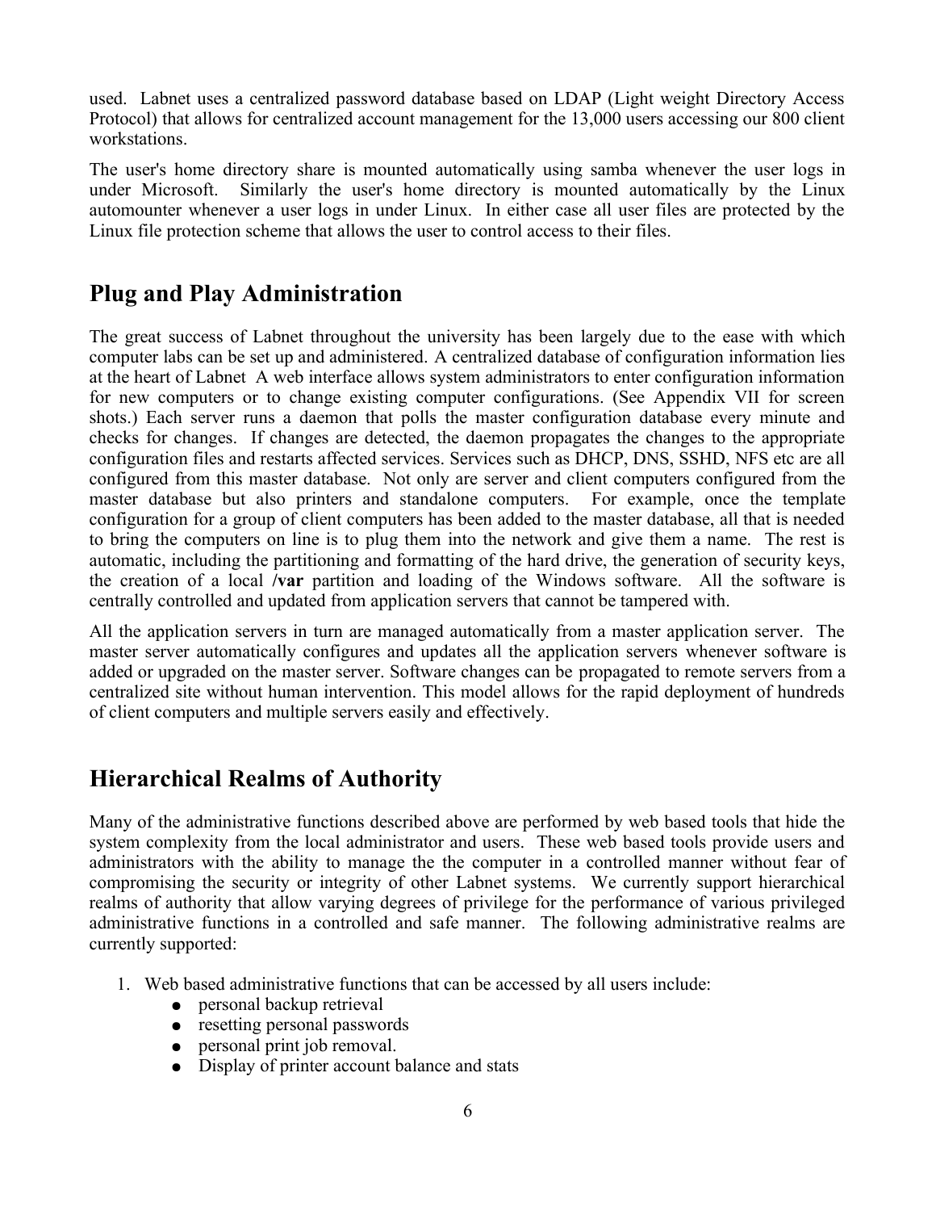used. Labnet uses a centralized password database based on LDAP (Light weight Directory Access Protocol) that allows for centralized account management for the 13,000 users accessing our 800 client workstations.

The user's home directory share is mounted automatically using samba whenever the user logs in under Microsoft. Similarly the user's home directory is mounted automatically by the Linux automounter whenever a user logs in under Linux. In either case all user files are protected by the Linux file protection scheme that allows the user to control access to their files.

## Plug and Play Administration

The great success of Labnet throughout the university has been largely due to the ease with which computer labs can be set up and administered. A centralized database of configuration information lies at the heart of Labnet A web interface allows system administrators to enter configuration information for new computers or to change existing computer configurations. (See Appendix VII for screen shots.) Each server runs a daemon that polls the master configuration database every minute and checks for changes. If changes are detected, the daemon propagates the changes to the appropriate configuration files and restarts affected services. Services such as DHCP, DNS, SSHD, NFS etc are all configured from this master database. Not only are server and client computers configured from the master database but also printers and standalone computers. For example, once the template configuration for a group of client computers has been added to the master database, all that is needed to bring the computers on line is to plug them into the network and give them a name. The rest is automatic, including the partitioning and formatting of the hard drive, the generation of security keys, the creation of a local **/var** partition and loading of the Windows software. All the software is centrally controlled and updated from application servers that cannot be tampered with.

All the application servers in turn are managed automatically from a master application server. The master server automatically configures and updates all the application servers whenever software is added or upgraded on the master server. Software changes can be propagated to remote servers from a centralized site without human intervention. This model allows for the rapid deployment of hundreds of client computers and multiple servers easily and effectively.

## Hierarchical Realms of Authority

Many of the administrative functions described above are performed by web based tools that hide the system complexity from the local administrator and users. These web based tools provide users and administrators with the ability to manage the the computer in a controlled manner without fear of compromising the security or integrity of other Labnet systems. We currently support hierarchical realms of authority that allow varying degrees of privilege for the performance of various privileged administrative functions in a controlled and safe manner. The following administrative realms are currently supported:

1. Web based administrative functions that can be accessed by all users include:
   - personal backup retrieval
   - resetting personal passwords
   - personal print job removal.
   - Display of printer account balance and stats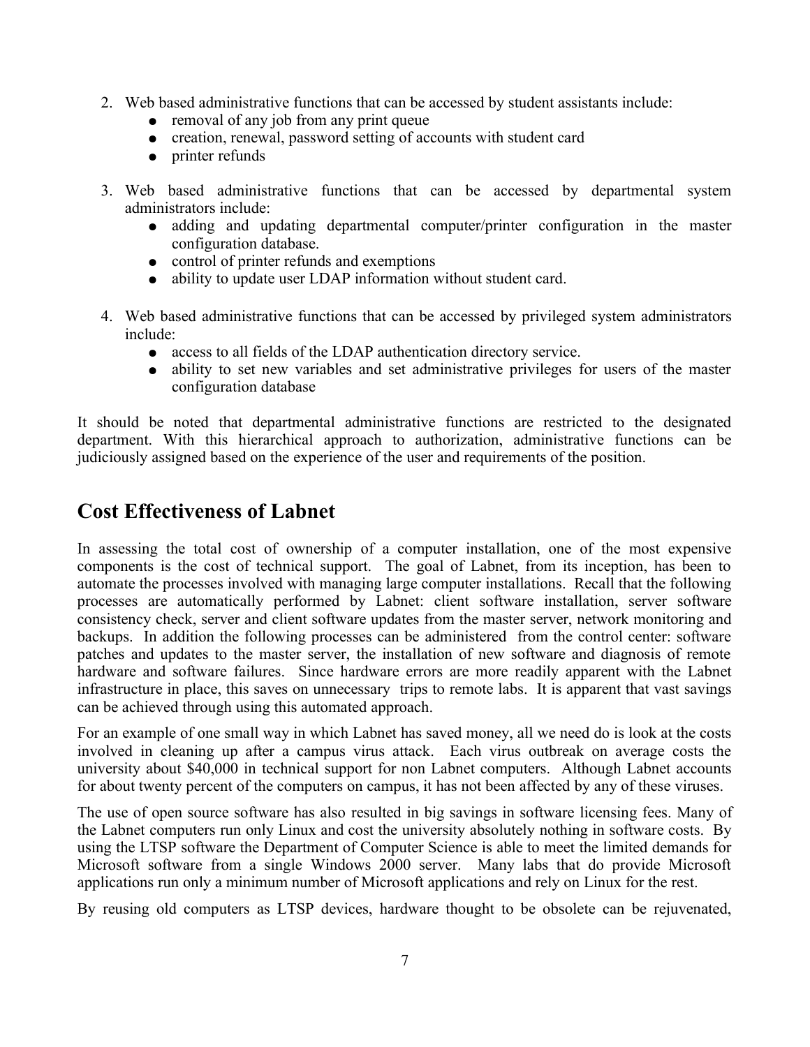2. Web based administrative functions that can be accessed by student assistants include:
    - removal of any job from any print queue
    - creation, renewal, password setting of accounts with student card
    - printer refunds

3. Web based administrative functions that can be accessed by departmental system administrators include:
    - adding and updating departmental computer/printer configuration in the master configuration database.
    - control of printer refunds and exemptions
    - ability to update user LDAP information without student card.

4. Web based administrative functions that can be accessed by privileged system administrators include:
    - access to all fields of the LDAP authentication directory service.
    - ability to set new variables and set administrative privileges for users of the master configuration database

It should be noted that departmental administrative functions are restricted to the designated department. With this hierarchical approach to authorization, administrative functions can be judiciously assigned based on the experience of the user and requirements of the position.

## Cost Effectiveness of Labnet

In assessing the total cost of ownership of a computer installation, one of the most expensive components is the cost of technical support. The goal of Labnet, from its inception, has been to automate the processes involved with managing large computer installations. Recall that the following processes are automatically performed by Labnet: client software installation, server software consistency check, server and client software updates from the master server, network monitoring and backups. In addition the following processes can be administered from the control center: software patches and updates to the master server, the installation of new software and diagnosis of remote hardware and software failures. Since hardware errors are more readily apparent with the Labnet infrastructure in place, this saves on unnecessary trips to remote labs. It is apparent that vast savings can be achieved through using this automated approach.

For an example of one small way in which Labnet has saved money, all we need do is look at the costs involved in cleaning up after a campus virus attack. Each virus outbreak on average costs the university about $40,000 in technical support for non Labnet computers. Although Labnet accounts for about twenty percent of the computers on campus, it has not been affected by any of these viruses.

The use of open source software has also resulted in big savings in software licensing fees. Many of the Labnet computers run only Linux and cost the university absolutely nothing in software costs. By using the LTSP software the Department of Computer Science is able to meet the limited demands for Microsoft software from a single Windows 2000 server. Many labs that do provide Microsoft applications run only a minimum number of Microsoft applications and rely on Linux for the rest.

By reusing old computers as LTSP devices, hardware thought to be obsolete can be rejuvenated,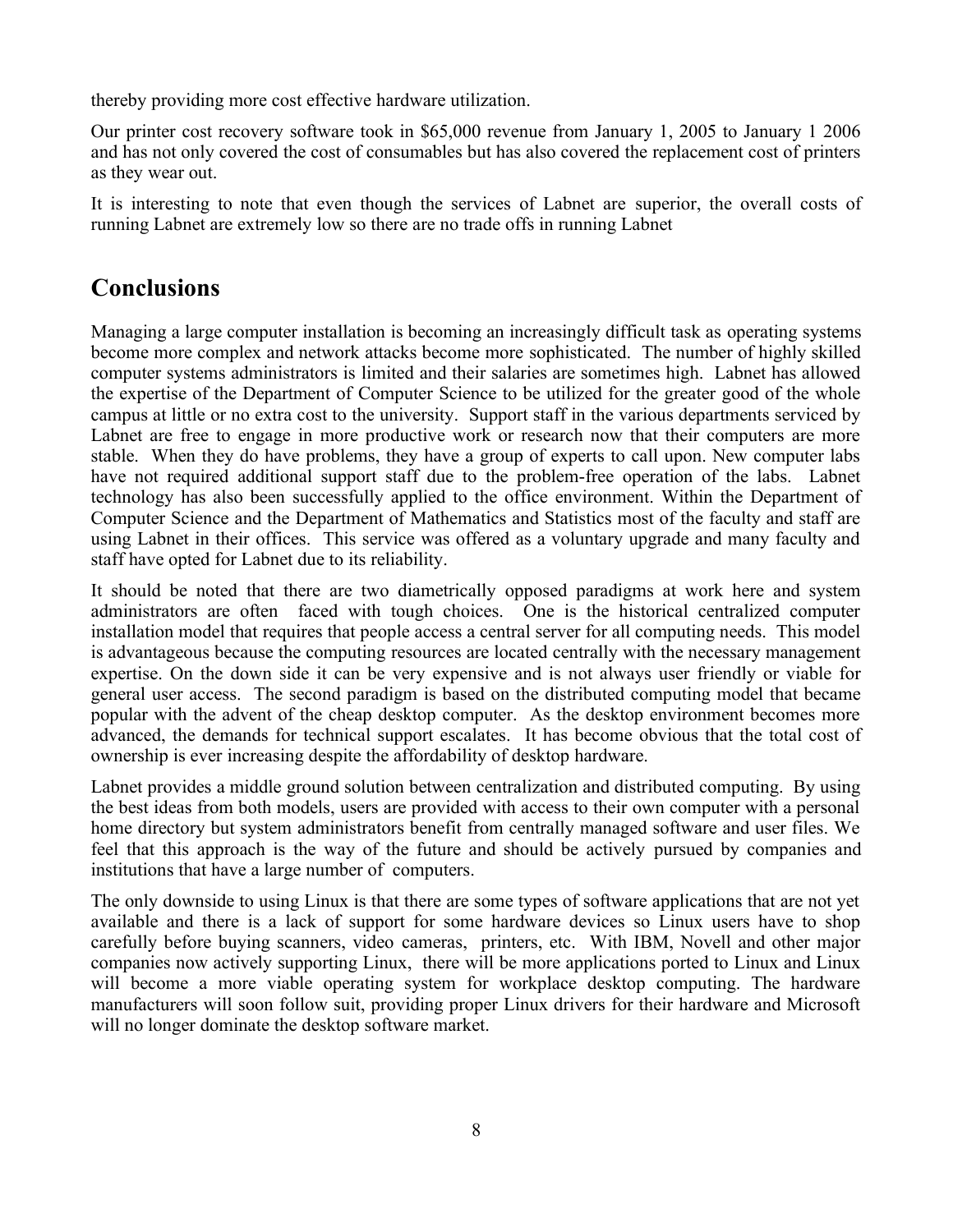thereby providing more cost effective hardware utilization.

Our printer cost recovery software took in $65,000 revenue from January 1, 2005 to January 1 2006 and has not only covered the cost of consumables but has also covered the replacement cost of printers as they wear out.

It is interesting to note that even though the services of Labnet are superior, the overall costs of running Labnet are extremely low so there are no trade offs in running Labnet

## Conclusions

Managing a large computer installation is becoming an increasingly difficult task as operating systems become more complex and network attacks become more sophisticated. The number of highly skilled computer systems administrators is limited and their salaries are sometimes high. Labnet has allowed the expertise of the Department of Computer Science to be utilized for the greater good of the whole campus at little or no extra cost to the university. Support staff in the various departments serviced by Labnet are free to engage in more productive work or research now that their computers are more stable. When they do have problems, they have a group of experts to call upon. New computer labs have not required additional support staff due to the problem-free operation of the labs. Labnet technology has also been successfully applied to the office environment. Within the Department of Computer Science and the Department of Mathematics and Statistics most of the faculty and staff are using Labnet in their offices. This service was offered as a voluntary upgrade and many faculty and staff have opted for Labnet due to its reliability.

It should be noted that there are two diametrically opposed paradigms at work here and system administrators are often faced with tough choices. One is the historical centralized computer installation model that requires that people access a central server for all computing needs. This model is advantageous because the computing resources are located centrally with the necessary management expertise. On the down side it can be very expensive and is not always user friendly or viable for general user access. The second paradigm is based on the distributed computing model that became popular with the advent of the cheap desktop computer. As the desktop environment becomes more advanced, the demands for technical support escalates. It has become obvious that the total cost of ownership is ever increasing despite the affordability of desktop hardware.

Labnet provides a middle ground solution between centralization and distributed computing. By using the best ideas from both models, users are provided with access to their own computer with a personal home directory but system administrators benefit from centrally managed software and user files. We feel that this approach is the way of the future and should be actively pursued by companies and institutions that have a large number of computers.

The only downside to using Linux is that there are some types of software applications that are not yet available and there is a lack of support for some hardware devices so Linux users have to shop carefully before buying scanners, video cameras, printers, etc. With IBM, Novell and other major companies now actively supporting Linux, there will be more applications ported to Linux and Linux will become a more viable operating system for workplace desktop computing. The hardware manufacturers will soon follow suit, providing proper Linux drivers for their hardware and Microsoft will no longer dominate the desktop software market.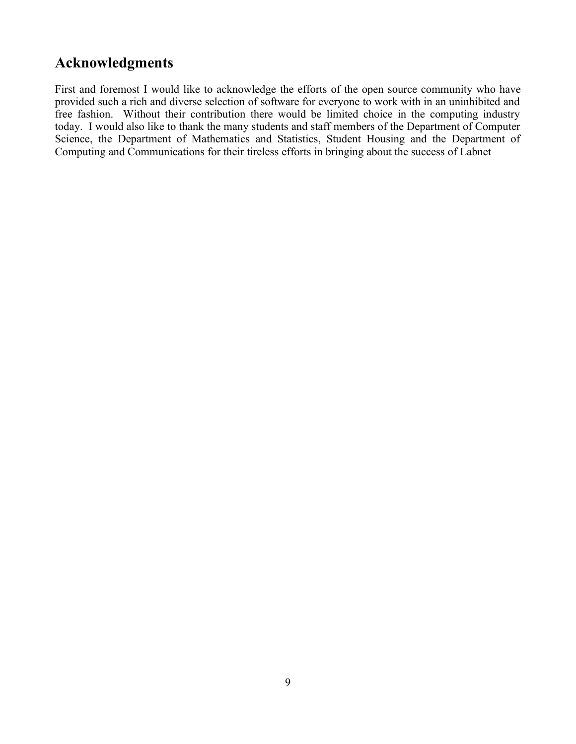## Acknowledgments

First and foremost I would like to acknowledge the efforts of the open source community who have provided such a rich and diverse selection of software for everyone to work with in an uninhibited and free fashion. Without their contribution there would be limited choice in the computing industry today. I would also like to thank the many students and staff members of the Department of Computer Science, the Department of Mathematics and Statistics, Student Housing and the Department of Computing and Communications for their tireless efforts in bringing about the success of Labnet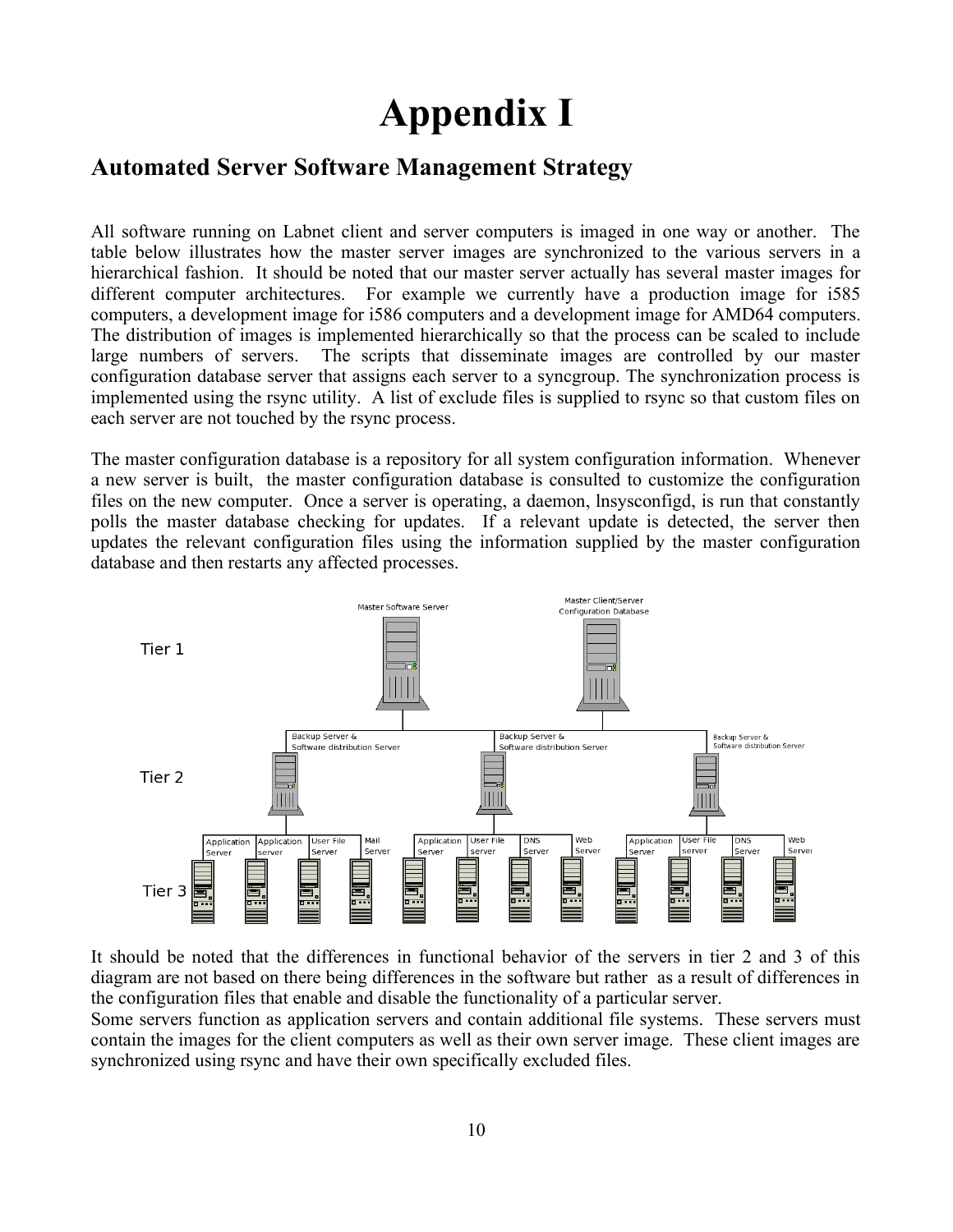# Appendix I

## Automated Server Software Management Strategy

All software running on Labnet client and server computers is imaged in one way or another. The table below illustrates how the master server images are synchronized to the various servers in a hierarchical fashion. It should be noted that our master server actually has several master images for different computer architectures. For example we currently have a production image for i585 computers, a development image for i586 computers and a development image for AMD64 computers. The distribution of images is implemented hierarchically so that the process can be scaled to include large numbers of servers. The scripts that disseminate images are controlled by our master configuration database server that assigns each server to a syncgroup. The synchronization process is implemented using the rsync utility. A list of exclude files is supplied to rsync so that custom files on each server are not touched by the rsync process.

The master configuration database is a repository for all system configuration information. Whenever a new server is built, the master configuration database is consulted to customize the configuration files on the new computer. Once a server is operating, a daemon, lnsysconfigd, is run that constantly polls the master database checking for updates. If a relevant update is detected, the server then updates the relevant configuration files using the information supplied by the master configuration database and then restarts any affected processes.

It should be noted that the differences in functional behavior of the servers in tier 2 and 3 of this diagram are not based on there being differences in the software but rather as a result of differences in the configuration files that enable and disable the functionality of a particular server.

Some servers function as application servers and contain additional file systems. These servers must contain the images for the client computers as well as their own server image. These client images are synchronized using rsync and have their own specifically excluded files.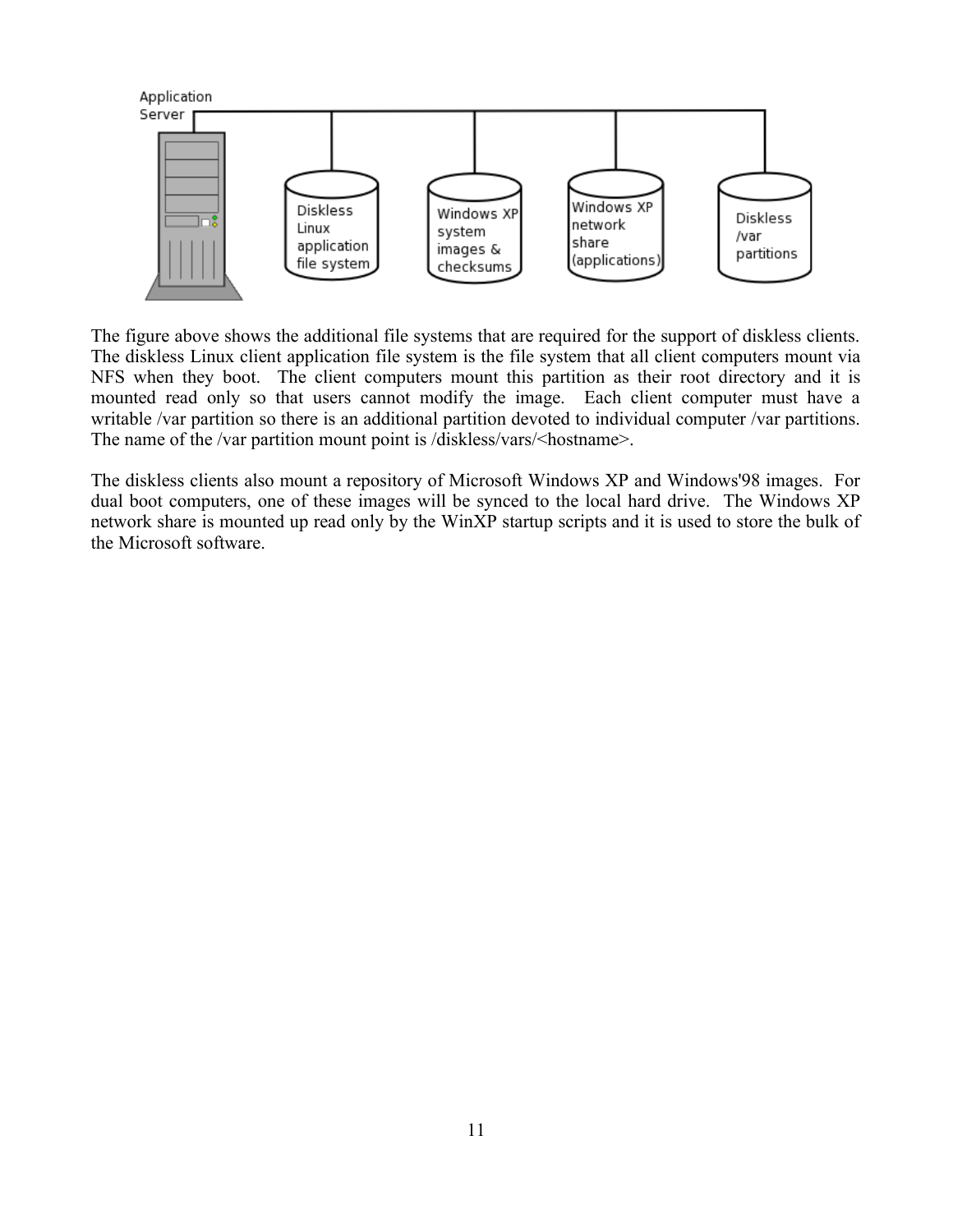The figure above shows the additional file systems that are required for the support of diskless clients. The diskless Linux client application file system is the file system that all client computers mount via NFS when they boot. The client computers mount this partition as their root directory and it is mounted read only so that users cannot modify the image. Each client computer must have a writable /var partition so there is an additional partition devoted to individual computer /var partitions. The name of the /var partition mount point is /diskless/vars/<hostname>.

The diskless clients also mount a repository of Microsoft Windows XP and Windows'98 images. For dual boot computers, one of these images will be synced to the local hard drive. The Windows XP network share is mounted up read only by the WinXP startup scripts and it is used to store the bulk of the Microsoft software.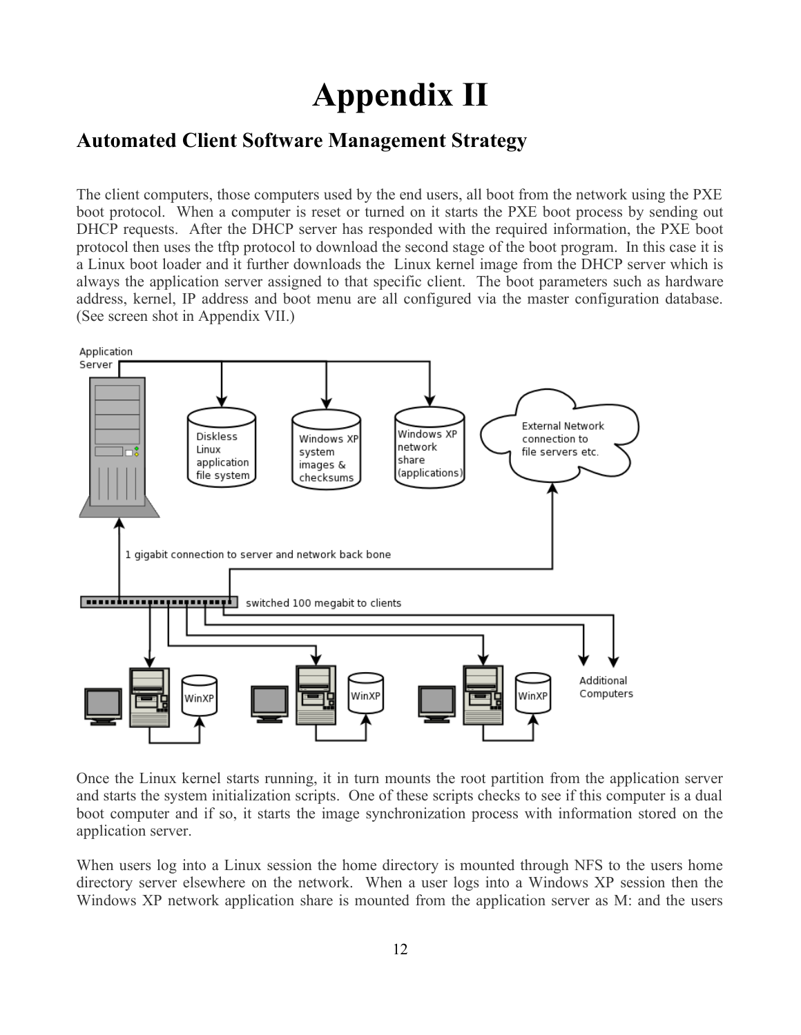# Appendix II

## Automated Client Software Management Strategy

The client computers, those computers used by the end users, all boot from the network using the PXE boot protocol. When a computer is reset or turned on it starts the PXE boot process by sending out DHCP requests. After the DHCP server has responded with the required information, the PXE boot protocol then uses the tftp protocol to download the second stage of the boot program. In this case it is a Linux boot loader and it further downloads the Linux kernel image from the DHCP server which is always the application server assigned to that specific client. The boot parameters such as hardware address, kernel, IP address and boot menu are all configured via the master configuration database. (See screen shot in Appendix VII.)

Once the Linux kernel starts running, it in turn mounts the root partition from the application server and starts the system initialization scripts. One of these scripts checks to see if this computer is a dual boot computer and if so, it starts the image synchronization process with information stored on the application server.

When users log into a Linux session the home directory is mounted through NFS to the users home directory server elsewhere on the network. When a user logs into a Windows XP session then the Windows XP network application share is mounted from the application server as M: and the users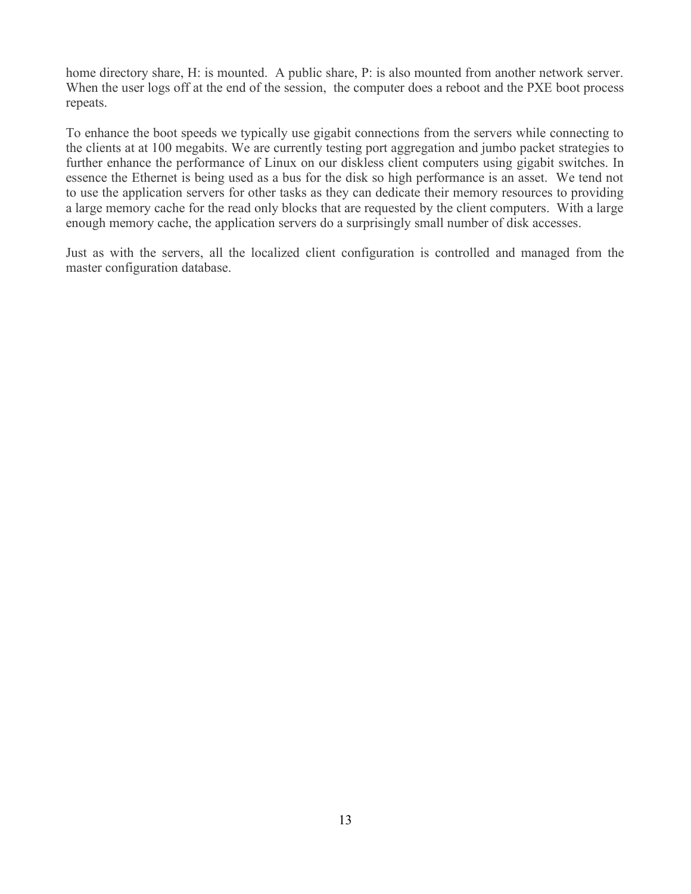home directory share, H: is mounted. A public share, P: is also mounted from another network server. When the user logs off at the end of the session, the computer does a reboot and the PXE boot process repeats.

To enhance the boot speeds we typically use gigabit connections from the servers while connecting to the clients at at 100 megabits. We are currently testing port aggregation and jumbo packet strategies to further enhance the performance of Linux on our diskless client computers using gigabit switches. In essence the Ethernet is being used as a bus for the disk so high performance is an asset. We tend not to use the application servers for other tasks as they can dedicate their memory resources to providing a large memory cache for the read only blocks that are requested by the client computers. With a large enough memory cache, the application servers do a surprisingly small number of disk accesses.

Just as with the servers, all the localized client configuration is controlled and managed from the master configuration database.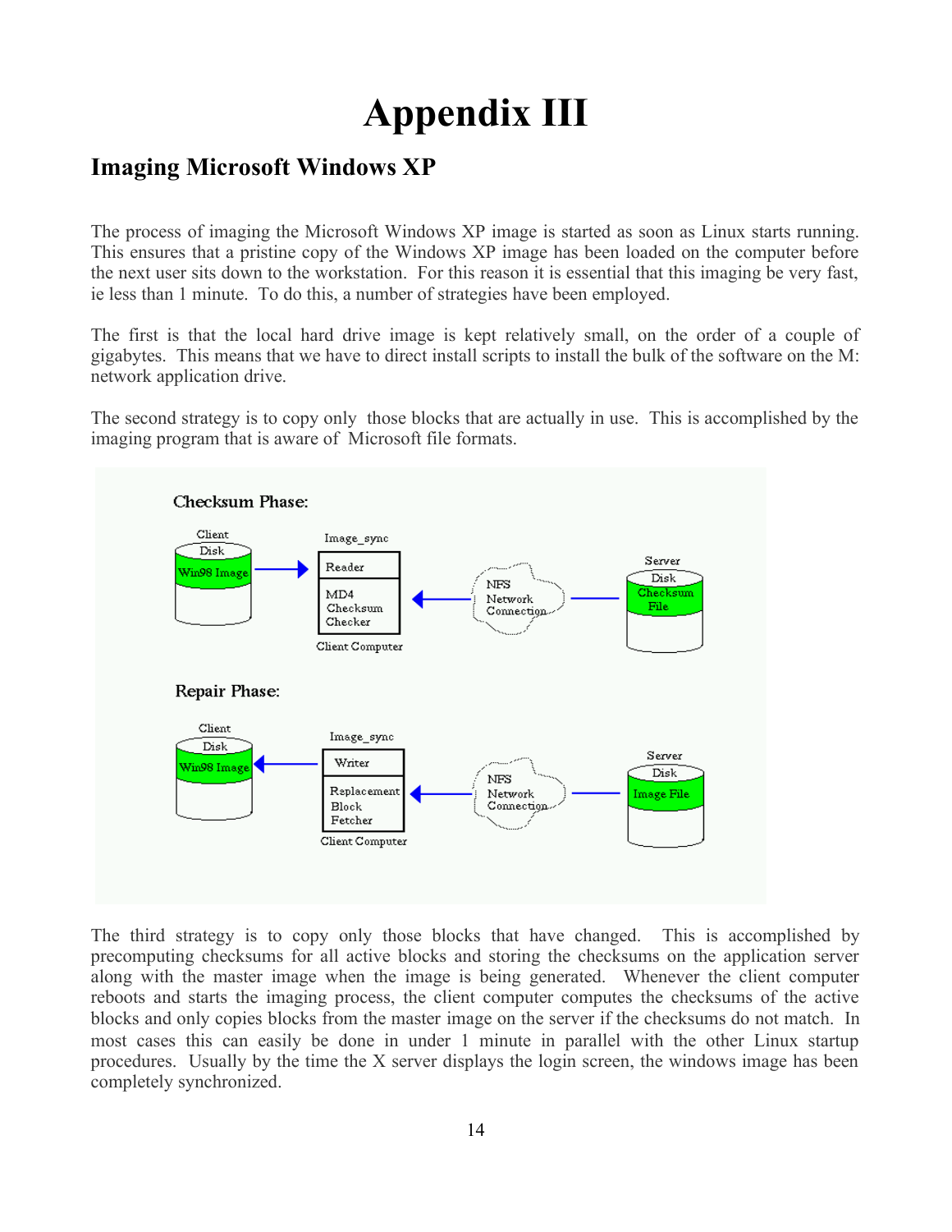# Appendix III

## Imaging Microsoft Windows XP

The process of imaging the Microsoft Windows XP image is started as soon as Linux starts running. This ensures that a pristine copy of the Windows XP image has been loaded on the computer before the next user sits down to the workstation. For this reason it is essential that this imaging be very fast, ie less than 1 minute. To do this, a number of strategies have been employed.

The first is that the local hard drive image is kept relatively small, on the order of a couple of gigabytes. This means that we have to direct install scripts to install the bulk of the software on the M: network application drive.

The second strategy is to copy only those blocks that are actually in use. This is accomplished by the imaging program that is aware of Microsoft file formats.

The third strategy is to copy only those blocks that have changed. This is accomplished by precomputing checksums for all active blocks and storing the checksums on the application server along with the master image when the image is being generated. Whenever the client computer reboots and starts the imaging process, the client computer computes the checksums of the active blocks and only copies blocks from the master image on the server if the checksums do not match. In most cases this can easily be done in under 1 minute in parallel with the other Linux startup procedures. Usually by the time the X server displays the login screen, the windows image has been completely synchronized.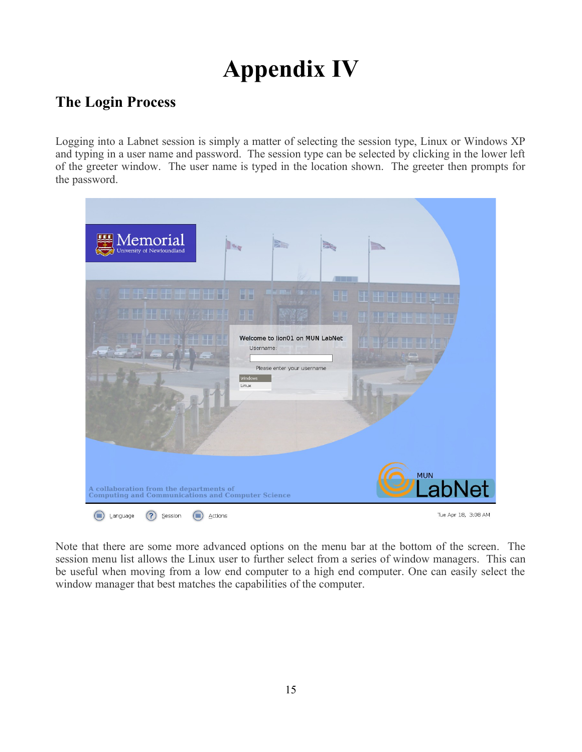# Appendix IV

## The Login Process

Logging into a Labnet session is simply a matter of selecting the session type, Linux or Windows XP and typing in a user name and password. The session type can be selected by clicking in the lower left of the greeter window. The user name is typed in the location shown. The greeter then prompts for the password.

Note that there are some more advanced options on the menu bar at the bottom of the screen. The session menu list allows the Linux user to further select from a series of window managers. This can be useful when moving from a low end computer to a high end computer. One can easily select the window manager that best matches the capabilities of the computer.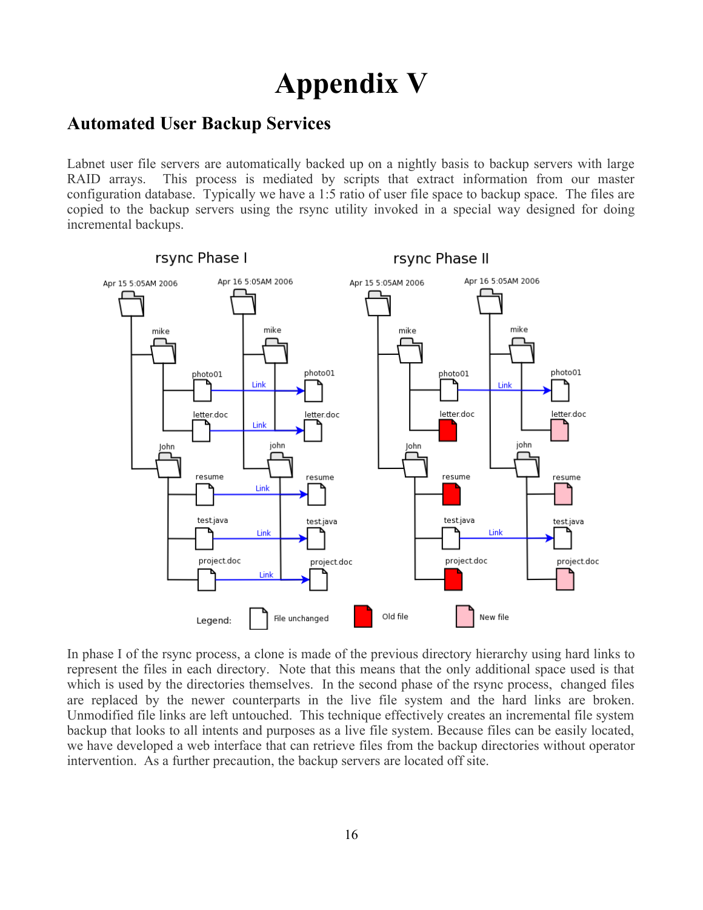# Appendix V

## Automated User Backup Services

Labnet user file servers are automatically backed up on a nightly basis to backup servers with large RAID arrays. This process is mediated by scripts that extract information from our master configuration database. Typically we have a 1:5 ratio of user file space to backup space. The files are copied to the backup servers using the rsync utility invoked in a special way designed for doing incremental backups.

In phase I of the rsync process, a clone is made of the previous directory hierarchy using hard links to represent the files in each directory. Note that this means that the only additional space used is that which is used by the directories themselves. In the second phase of the rsync process, changed files are replaced by the newer counterparts in the live file system and the hard links are broken. Unmodified file links are left untouched. This technique effectively creates an incremental file system backup that looks to all intents and purposes as a live file system. Because files can be easily located, we have developed a web interface that can retrieve files from the backup directories without operator intervention. As a further precaution, the backup servers are located off site.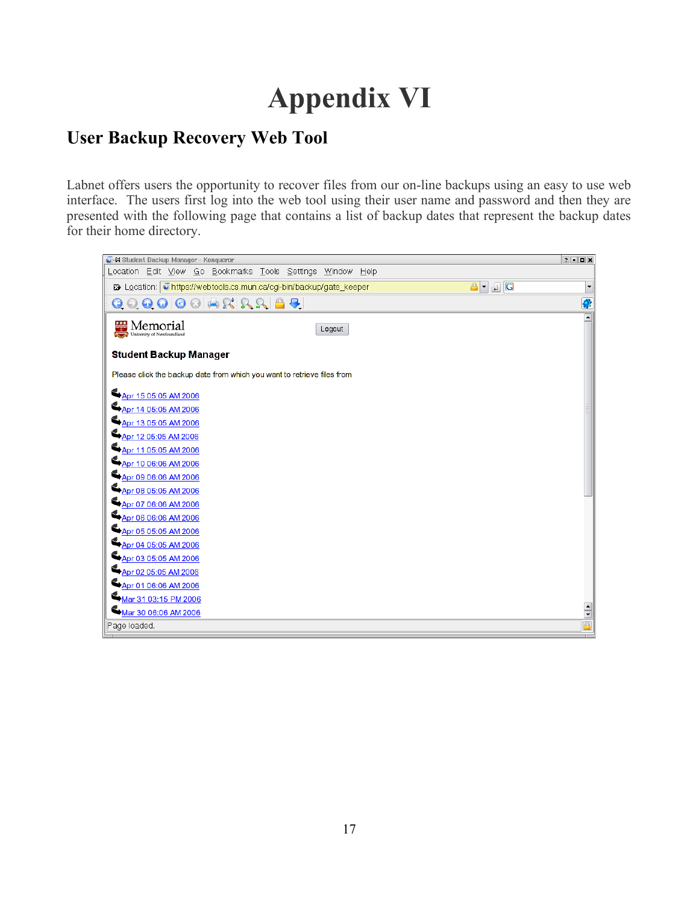# Appendix VI

## User Backup Recovery Web Tool

Labnet offers users the opportunity to recover files from our on-line backups using an easy to use web interface. The users first log into the web tool using their user name and password and then they are presented with the following page that contains a list of backup dates that represent the backup dates for their home directory.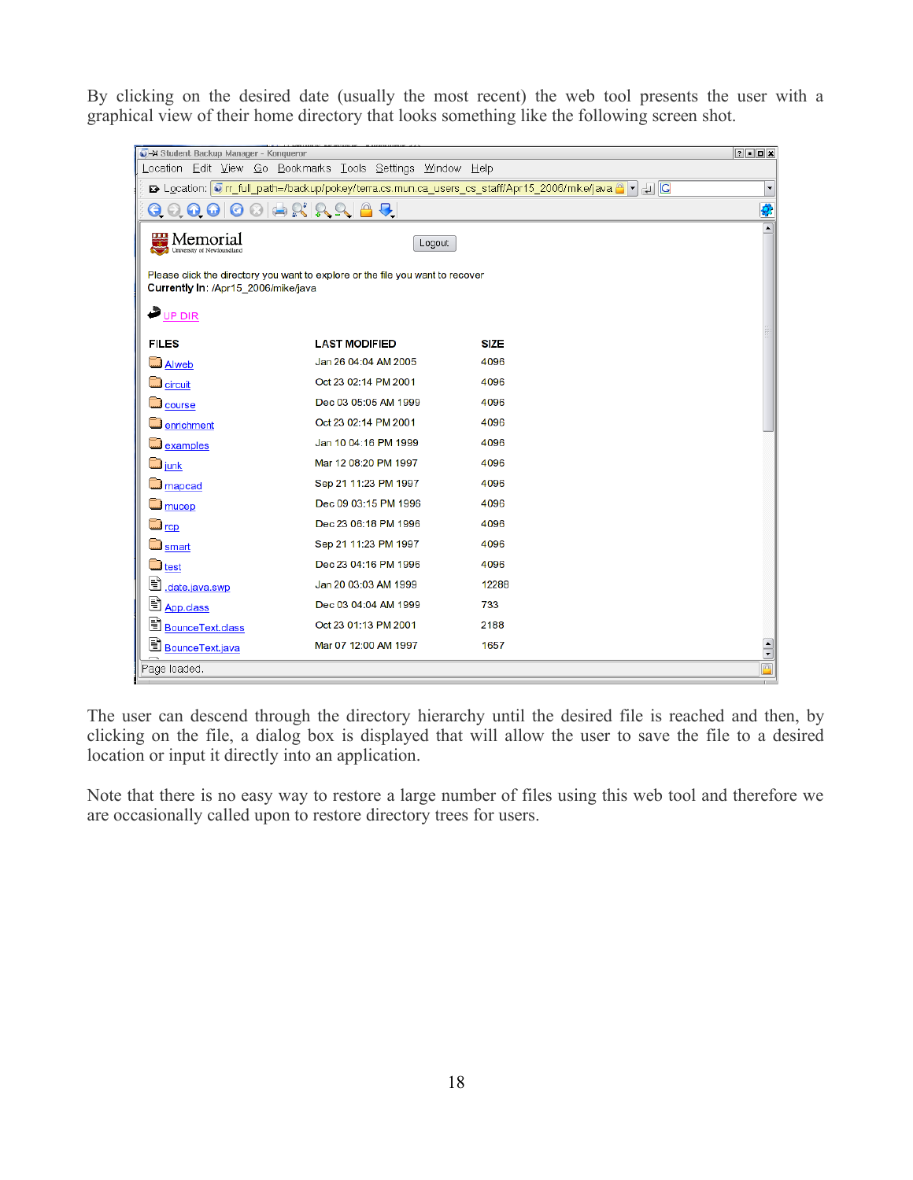By clicking on the desired date (usually the most recent) the web tool presents the user with a graphical view of their home directory that looks something like the following screen shot.

The user can descend through the directory hierarchy until the desired file is reached and then, by clicking on the file, a dialog box is displayed that will allow the user to save the file to a desired location or input it directly into an application.

Note that there is no easy way to restore a large number of files using this web tool and therefore we are occasionally called upon to restore directory trees for users.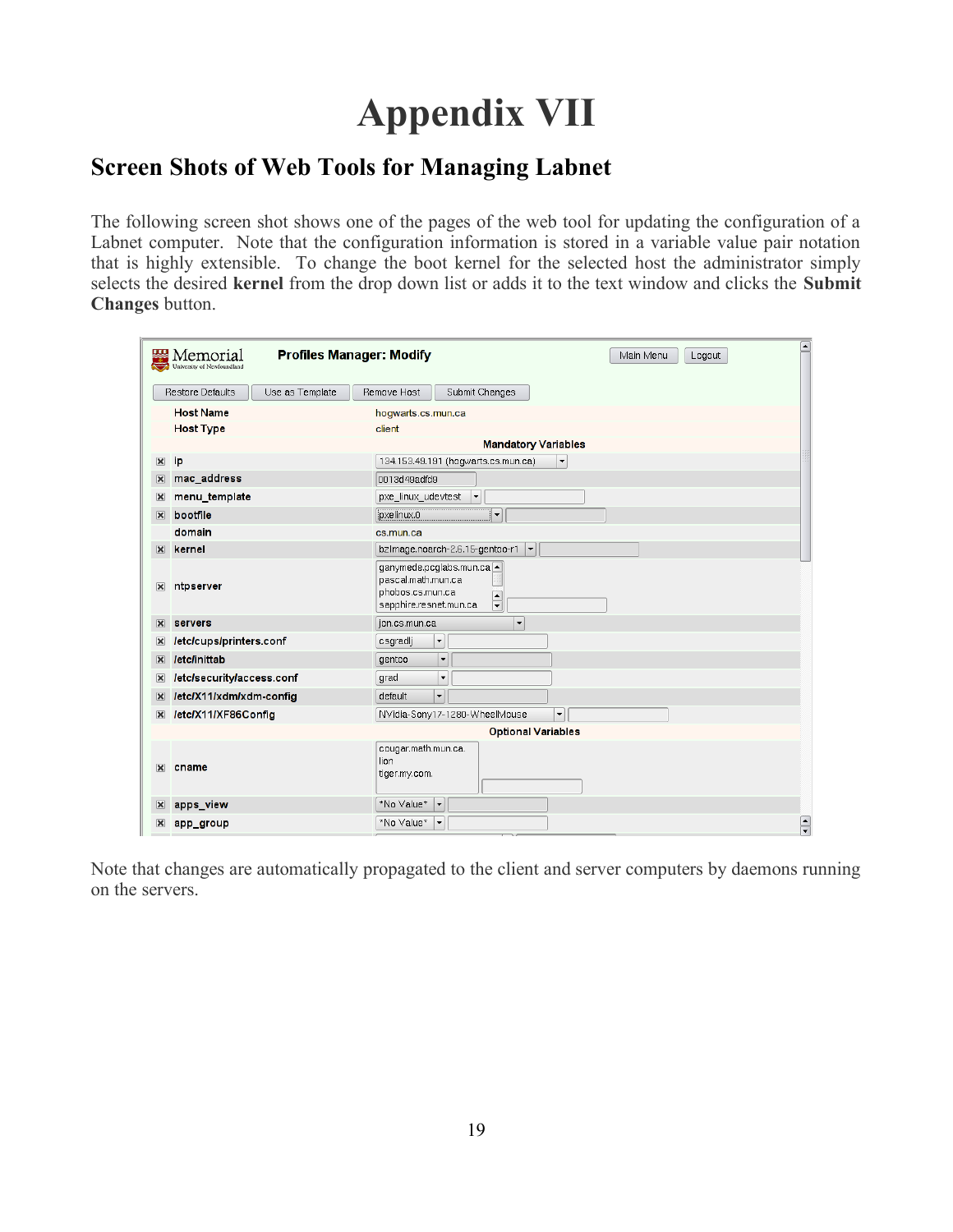# Appendix VII

## Screen Shots of Web Tools for Managing Labnet

The following screen shot shows one of the pages of the web tool for updating the configuration of a Labnet computer. Note that the configuration information is stored in a variable value pair notation that is highly extensible. To change the boot kernel for the selected host the administrator simply selects the desired **kernel** from the drop down list or adds it to the text window and clicks the **Submit Changes** button.

**Memorial** University of Newfoundland — **Profiles Manager: Modify**

Main Menu | Logout

Restore Defaults | Use as Template | Remove Host | Submit Changes

| Variable | Value |
|---|---|
| Host Name | hogwarts.cs.mun.ca |
| Host Type | client |
| **Mandatory Variables** | |
| ip | 134.153.49.191 (hogwarts.cs.mun.ca) |
| mac_address | 0013d49adf89 |
| menu_template | pxe_linux_udevtest |
| bootfile | pxelinux.0 |
| domain | cs.mun.ca |
| kernel | bzImage.noarch-2.6.15-gentoo-r1 |
| ntpserver | ganymede.pcglabs.mun.ca<br>pascal.math.mun.ca<br>phobos.cs.mun.ca<br>sapphire.resnet.mun.ca |
| servers | jon.cs.mun.ca |
| /etc/cups/printers.conf | csgradlj |
| /etc/inittab | gentoo |
| /etc/security/access.conf | grad |
| /etc/X11/xdm/xdm-config | default |
| /etc/X11/XF86Config | NVidia-Sony17-1280-WheelMouse |
| **Optional Variables** | |
| cname | cougar.math.mun.ca.<br>lion<br>tiger.my.com. |
| apps_view | *No Value* |
| app_group | *No Value* |

Note that changes are automatically propagated to the client and server computers by daemons running on the servers.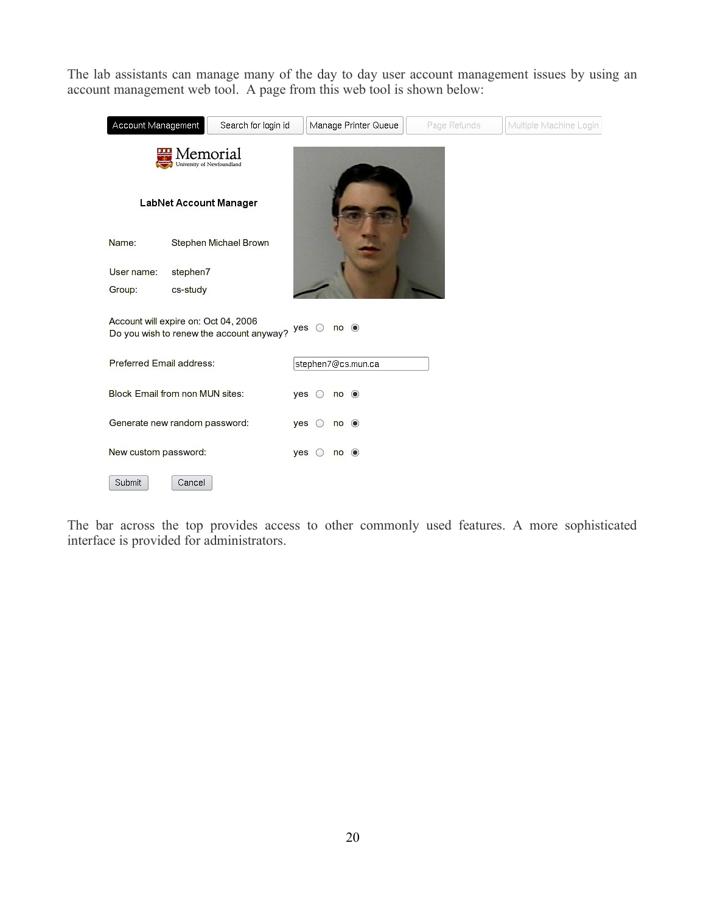The lab assistants can manage many of the day to day user account management issues by using an account management web tool. A page from this web tool is shown below:

Account Management | Search for login id | Manage Printer Queue | Page Refunds | Multiple Machine Login

**LabNet Account Manager**

Name: Stephen Michael Brown

User name: stephen7

Group: cs-study

Account will expire on: Oct 04, 2006
Do you wish to renew the account anyway? yes ○ no ◉

Preferred Email address: stephen7@cs.mun.ca

Block Email from non MUN sites: yes ○ no ◉

Generate new random password: yes ○ no ◉

New custom password: yes ○ no ◉

Submit | Cancel

The bar across the top provides access to other commonly used features. A more sophisticated interface is provided for administrators.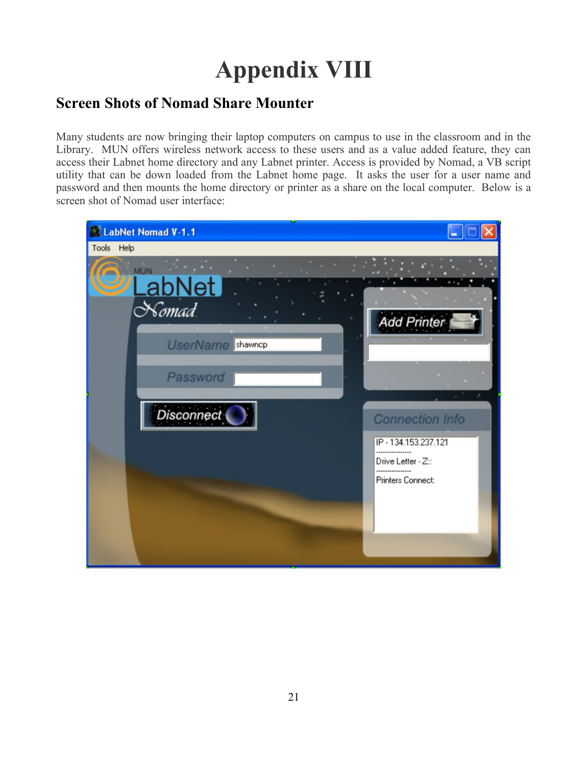# Appendix VIII

## Screen Shots of Nomad Share Mounter

Many students are now bringing their laptop computers on campus to use in the classroom and in the Library. MUN offers wireless network access to these users and as a value added feature, they can access their Labnet home directory and any Labnet printer. Access is provided by Nomad, a VB script utility that can be down loaded from the Labnet home page. It asks the user for a user name and password and then mounts the home directory or printer as a share on the local computer. Below is a screen shot of Nomad user interface: